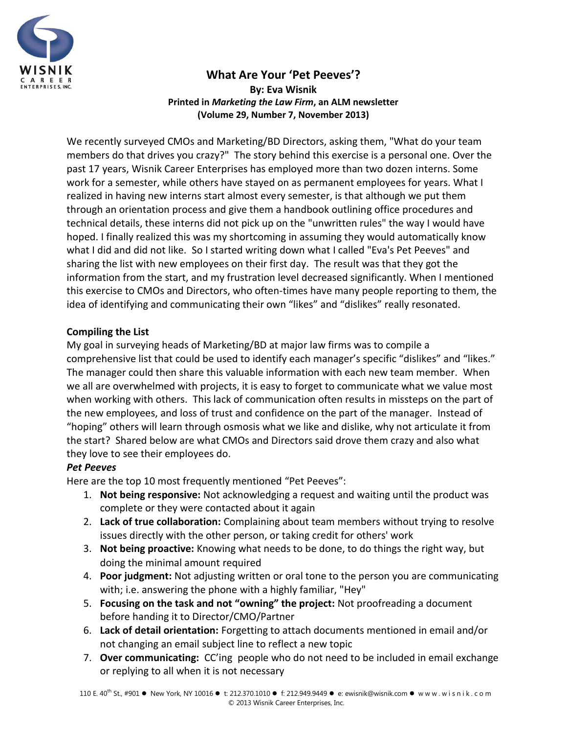# What Are Your 'Pet Peeves'?

**By: Eva Wisnik**
**Printed in *Marketing the Law Firm*, an ALM newsletter**
**(Volume 29, Number 7, November 2013)**

We recently surveyed CMOs and Marketing/BD Directors, asking them, "What do your team members do that drives you crazy?" The story behind this exercise is a personal one. Over the past 17 years, Wisnik Career Enterprises has employed more than two dozen interns. Some work for a semester, while others have stayed on as permanent employees for years. What I realized in having new interns start almost every semester, is that although we put them through an orientation process and give them a handbook outlining office procedures and technical details, these interns did not pick up on the "unwritten rules" the way I would have hoped. I finally realized this was my shortcoming in assuming they would automatically know what I did and did not like. So I started writing down what I called "Eva's Pet Peeves" and sharing the list with new employees on their first day. The result was that they got the information from the start, and my frustration level decreased significantly. When I mentioned this exercise to CMOs and Directors, who often-times have many people reporting to them, the idea of identifying and communicating their own "likes" and "dislikes" really resonated.

## Compiling the List

My goal in surveying heads of Marketing/BD at major law firms was to compile a comprehensive list that could be used to identify each manager's specific "dislikes" and "likes." The manager could then share this valuable information with each new team member. When we all are overwhelmed with projects, it is easy to forget to communicate what we value most when working with others. This lack of communication often results in missteps on the part of the new employees, and loss of trust and confidence on the part of the manager. Instead of "hoping" others will learn through osmosis what we like and dislike, why not articulate it from the start? Shared below are what CMOs and Directors said drove them crazy and also what they love to see their employees do.

### *Pet Peeves*

Here are the top 10 most frequently mentioned "Pet Peeves":

1. **Not being responsive:** Not acknowledging a request and waiting until the product was complete or they were contacted about it again
2. **Lack of true collaboration:** Complaining about team members without trying to resolve issues directly with the other person, or taking credit for others' work
3. **Not being proactive:** Knowing what needs to be done, to do things the right way, but doing the minimal amount required
4. **Poor judgment:** Not adjusting written or oral tone to the person you are communicating with; i.e. answering the phone with a highly familiar, "Hey"
5. **Focusing on the task and not "owning" the project:** Not proofreading a document before handing it to Director/CMO/Partner
6. **Lack of detail orientation:** Forgetting to attach documents mentioned in email and/or not changing an email subject line to reflect a new topic
7. **Over communicating:** CC'ing people who do not need to be included in email exchange or replying to all when it is not necessary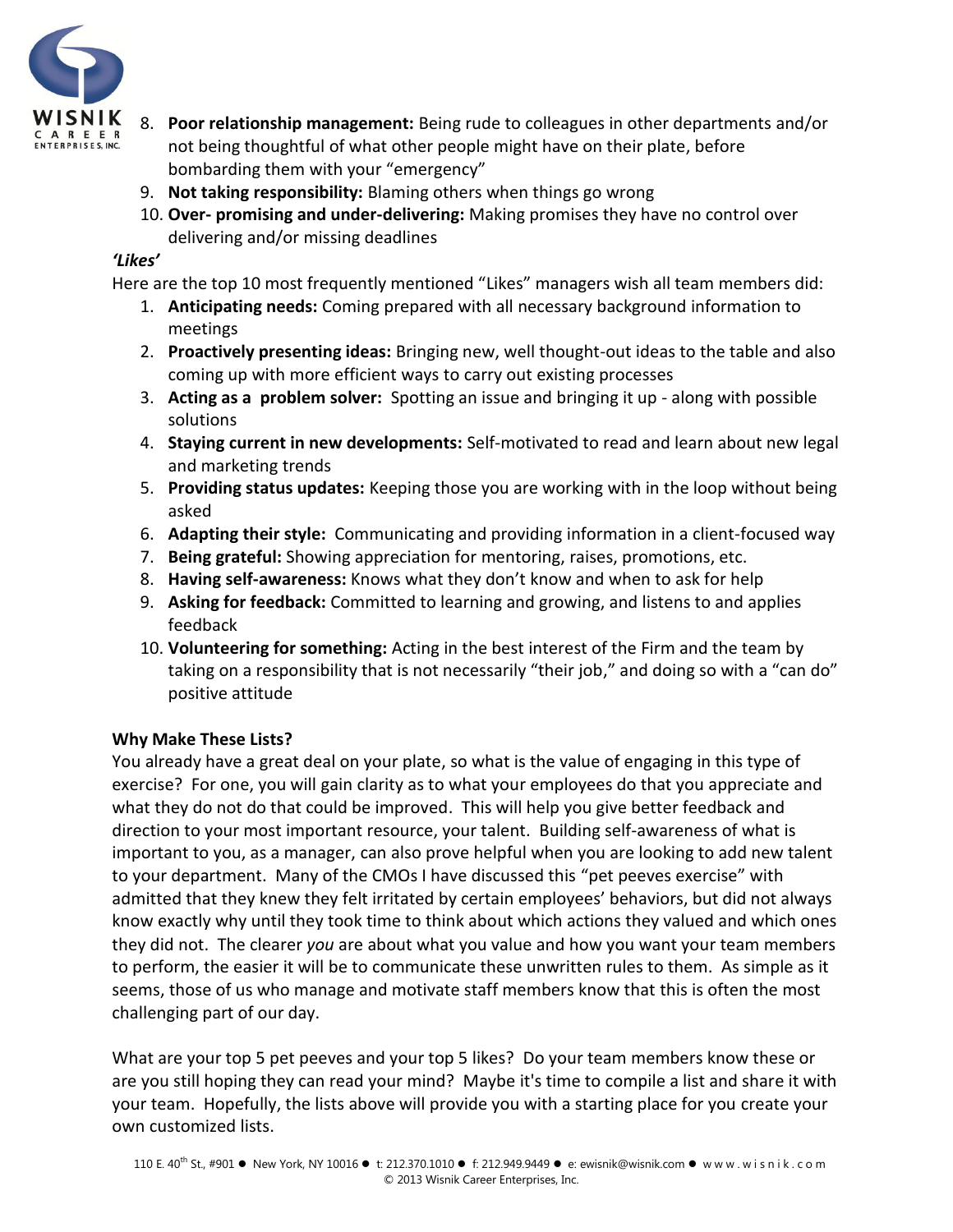8. **Poor relationship management:** Being rude to colleagues in other departments and/or not being thoughtful of what other people might have on their plate, before bombarding them with your "emergency"
9. **Not taking responsibility:** Blaming others when things go wrong
10. **Over- promising and under-delivering:** Making promises they have no control over delivering and/or missing deadlines

***'Likes'***

Here are the top 10 most frequently mentioned "Likes" managers wish all team members did:

1. **Anticipating needs:** Coming prepared with all necessary background information to meetings
2. **Proactively presenting ideas:** Bringing new, well thought-out ideas to the table and also coming up with more efficient ways to carry out existing processes
3. **Acting as a problem solver:** Spotting an issue and bringing it up - along with possible solutions
4. **Staying current in new developments:** Self-motivated to read and learn about new legal and marketing trends
5. **Providing status updates:** Keeping those you are working with in the loop without being asked
6. **Adapting their style:** Communicating and providing information in a client-focused way
7. **Being grateful:** Showing appreciation for mentoring, raises, promotions, etc.
8. **Having self-awareness:** Knows what they don't know and when to ask for help
9. **Asking for feedback:** Committed to learning and growing, and listens to and applies feedback
10. **Volunteering for something:** Acting in the best interest of the Firm and the team by taking on a responsibility that is not necessarily "their job," and doing so with a "can do" positive attitude

**Why Make These Lists?**

You already have a great deal on your plate, so what is the value of engaging in this type of exercise? For one, you will gain clarity as to what your employees do that you appreciate and what they do not do that could be improved. This will help you give better feedback and direction to your most important resource, your talent. Building self-awareness of what is important to you, as a manager, can also prove helpful when you are looking to add new talent to your department. Many of the CMOs I have discussed this "pet peeves exercise" with admitted that they knew they felt irritated by certain employees' behaviors, but did not always know exactly why until they took time to think about which actions they valued and which ones they did not. The clearer *you* are about what you value and how you want your team members to perform, the easier it will be to communicate these unwritten rules to them. As simple as it seems, those of us who manage and motivate staff members know that this is often the most challenging part of our day.

What are your top 5 pet peeves and your top 5 likes? Do your team members know these or are you still hoping they can read your mind? Maybe it's time to compile a list and share it with your team. Hopefully, the lists above will provide you with a starting place for you create your own customized lists.

110 E. 40th St., #901 ● New York, NY 10016 ● t: 212.370.1010 ● f: 212.949.9449 ● e: ewisnik@wisnik.com ● www.wisnik.com
© 2013 Wisnik Career Enterprises, Inc.